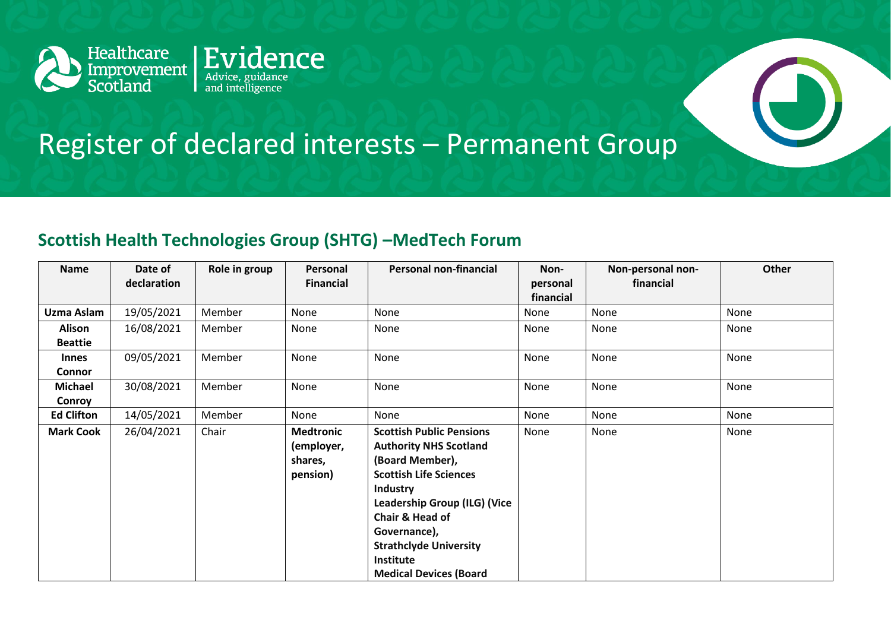Healthcare Improvement Scotland | Evidence Advice, guidance and intelligence

# Register of declared interests – Permanent Group

## Scottish Health Technologies Group (SHTG) –MedTech Forum

| Name | Date of declaration | Role in group | Personal Financial | Personal non-financial | Non-personal financial | Non-personal non-financial | Other |
|---|---|---|---|---|---|---|---|
| **Uzma Aslam** | 19/05/2021 | Member | None | None | None | None | None |
| **Alison Beattie** | 16/08/2021 | Member | None | None | None | None | None |
| **Innes Connor** | 09/05/2021 | Member | None | None | None | None | None |
| **Michael Conroy** | 30/08/2021 | Member | None | None | None | None | None |
| **Ed Clifton** | 14/05/2021 | Member | None | None | None | None | None |
| **Mark Cook** | 26/04/2021 | Chair | **Medtronic (employer, shares, pension)** | **Scottish Public Pensions Authority NHS Scotland (Board Member), Scottish Life Sciences Industry Leadership Group (ILG) (Vice Chair & Head of Governance), Strathclyde University Institute Medical Devices (Board** | None | None | None |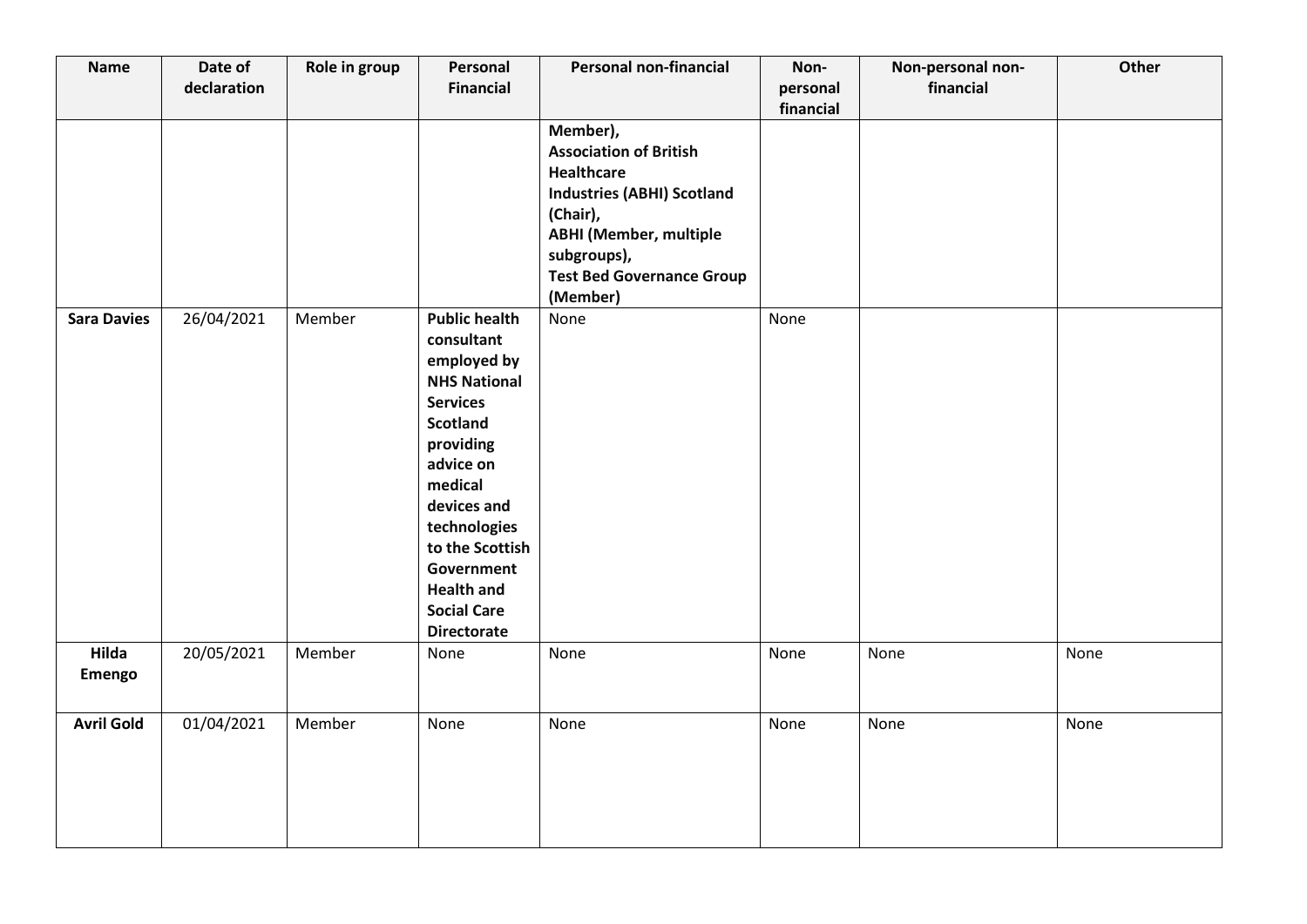| Name | Date of declaration | Role in group | Personal Financial | Personal non-financial | Non-personal financial | Non-personal non-financial | Other |
|---|---|---|---|---|---|---|---|
| | | | | **Member), Association of British Healthcare Industries (ABHI) Scotland (Chair), ABHI (Member, multiple subgroups), Test Bed Governance Group (Member)** | | | |
| **Sara Davies** | 26/04/2021 | Member | **Public health consultant employed by NHS National Services Scotland providing advice on medical devices and technologies to the Scottish Government Health and Social Care Directorate** | None | None | | |
| **Hilda Emengo** | 20/05/2021 | Member | None | None | None | None | None |
| **Avril Gold** | 01/04/2021 | Member | None | None | None | None | None |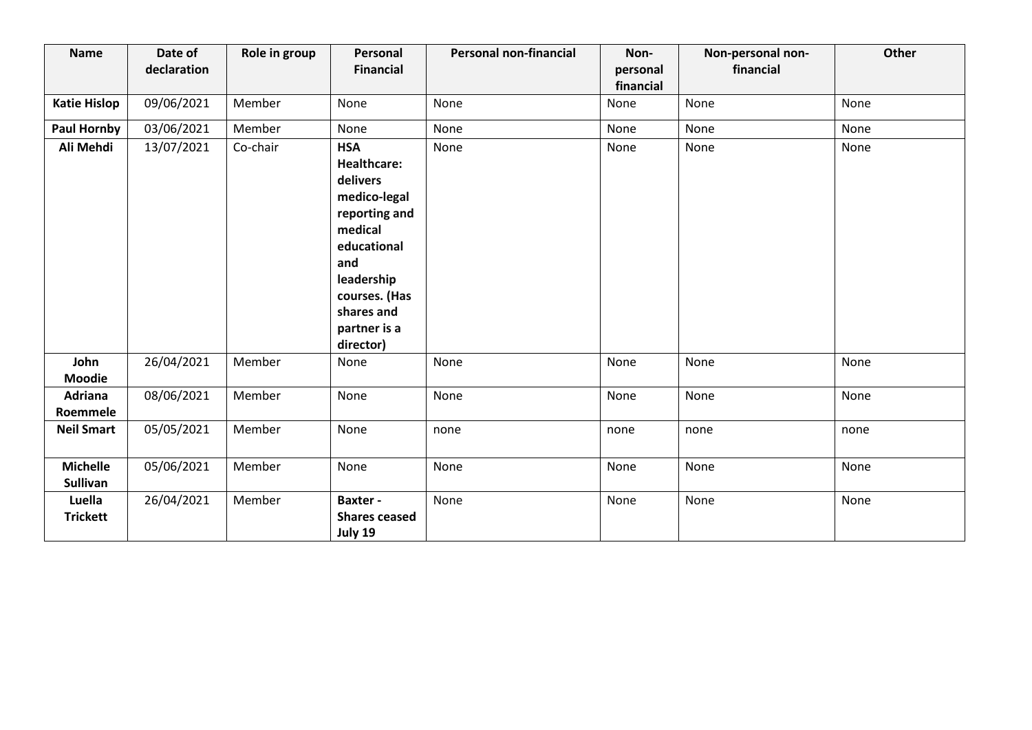| Name | Date of declaration | Role in group | Personal Financial | Personal non-financial | Non-personal financial | Non-personal non-financial | Other |
|---|---|---|---|---|---|---|---|
| **Katie Hislop** | 09/06/2021 | Member | None | None | None | None | None |
| **Paul Hornby** | 03/06/2021 | Member | None | None | None | None | None |
| **Ali Mehdi** | 13/07/2021 | Co-chair | **HSA Healthcare: delivers medico-legal reporting and medical educational and leadership courses. (Has shares and partner is a director)** | None | None | None | None |
| **John Moodie** | 26/04/2021 | Member | None | None | None | None | None |
| **Adriana Roemmele** | 08/06/2021 | Member | None | None | None | None | None |
| **Neil Smart** | 05/05/2021 | Member | None | none | none | none | none |
| **Michelle Sullivan** | 05/06/2021 | Member | None | None | None | None | None |
| **Luella Trickett** | 26/04/2021 | Member | **Baxter - Shares ceased July 19** | None | None | None | None |